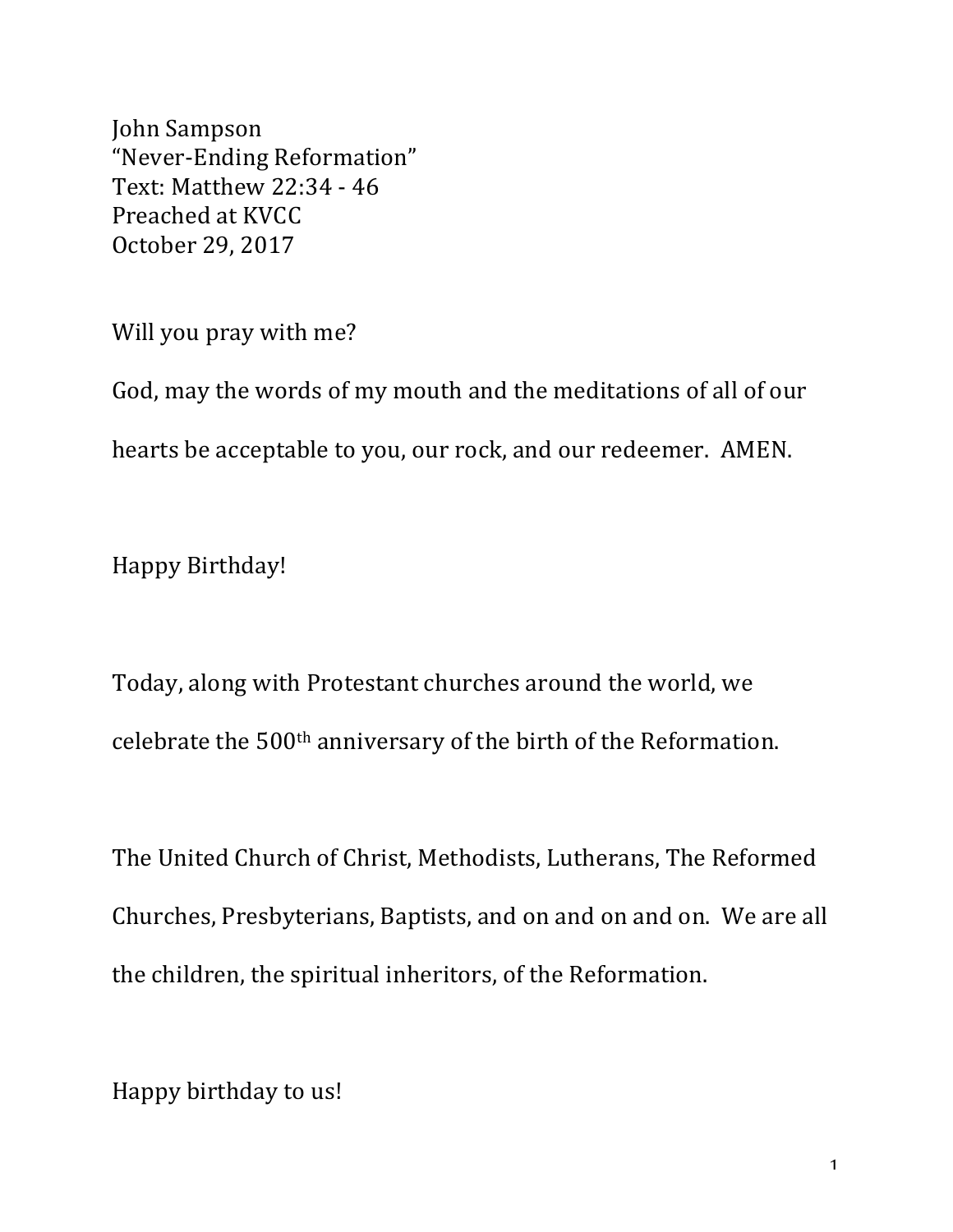John Sampson
"Never-Ending Reformation"
Text: Matthew 22:34 - 46
Preached at KVCC
October 29, 2017

Will you pray with me?

God, may the words of my mouth and the meditations of all of our hearts be acceptable to you, our rock, and our redeemer. AMEN.

Happy Birthday!

Today, along with Protestant churches around the world, we celebrate the 500th anniversary of the birth of the Reformation.

The United Church of Christ, Methodists, Lutherans, The Reformed Churches, Presbyterians, Baptists, and on and on and on. We are all the children, the spiritual inheritors, of the Reformation.

Happy birthday to us!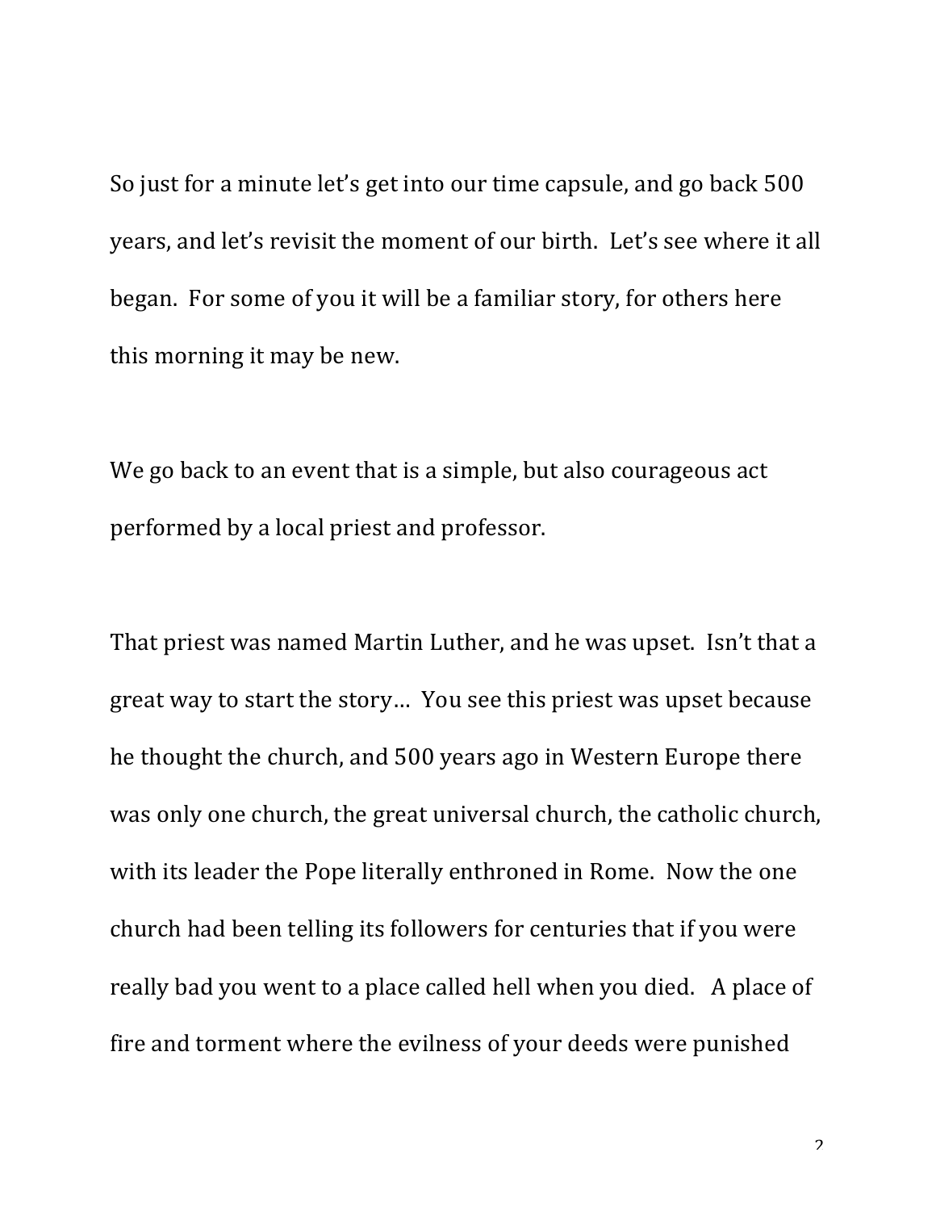So just for a minute let's get into our time capsule, and go back 500 years, and let's revisit the moment of our birth. Let's see where it all began. For some of you it will be a familiar story, for others here this morning it may be new.

We go back to an event that is a simple, but also courageous act performed by a local priest and professor.

That priest was named Martin Luther, and he was upset. Isn't that a great way to start the story… You see this priest was upset because he thought the church, and 500 years ago in Western Europe there was only one church, the great universal church, the catholic church, with its leader the Pope literally enthroned in Rome. Now the one church had been telling its followers for centuries that if you were really bad you went to a place called hell when you died. A place of fire and torment where the evilness of your deeds were punished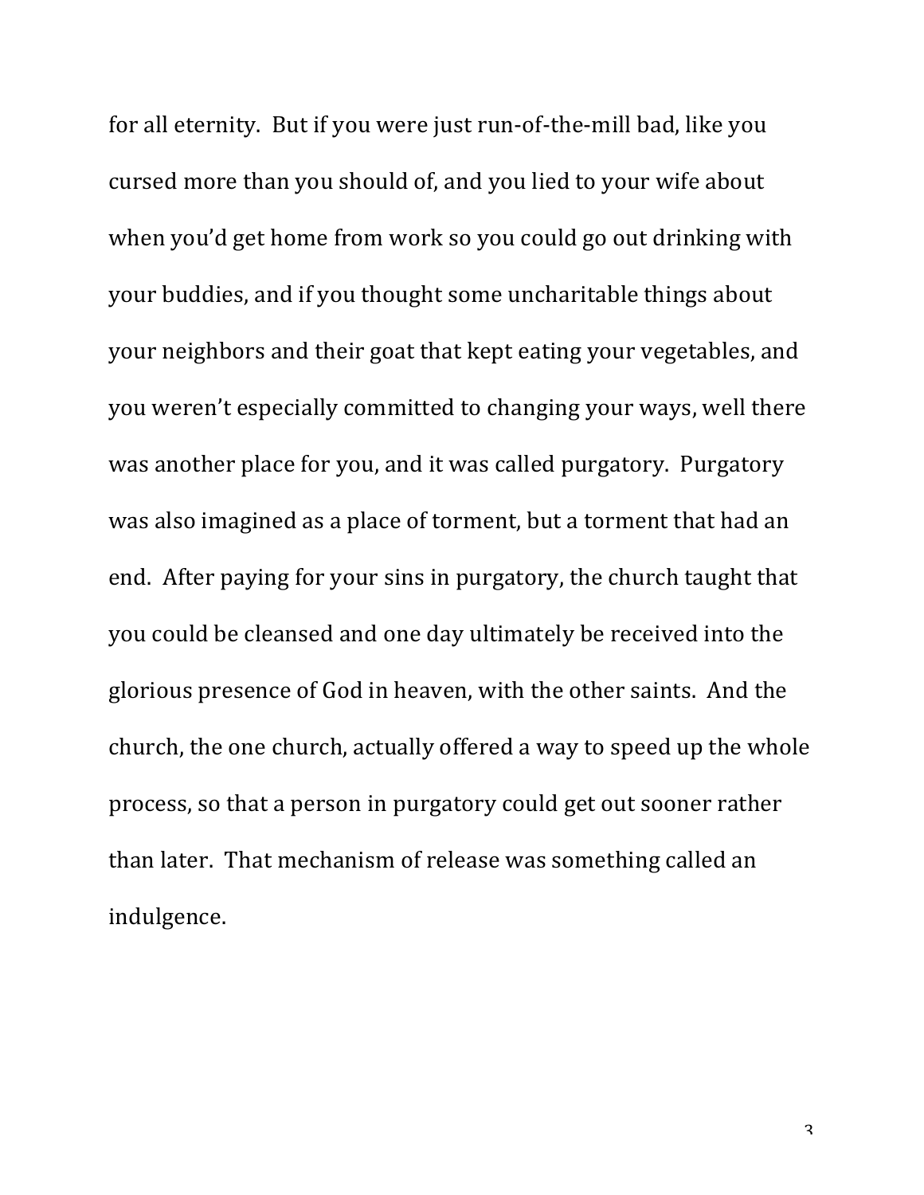for all eternity. But if you were just run-of-the-mill bad, like you cursed more than you should of, and you lied to your wife about when you'd get home from work so you could go out drinking with your buddies, and if you thought some uncharitable things about your neighbors and their goat that kept eating your vegetables, and you weren't especially committed to changing your ways, well there was another place for you, and it was called purgatory. Purgatory was also imagined as a place of torment, but a torment that had an end. After paying for your sins in purgatory, the church taught that you could be cleansed and one day ultimately be received into the glorious presence of God in heaven, with the other saints. And the church, the one church, actually offered a way to speed up the whole process, so that a person in purgatory could get out sooner rather than later. That mechanism of release was something called an indulgence.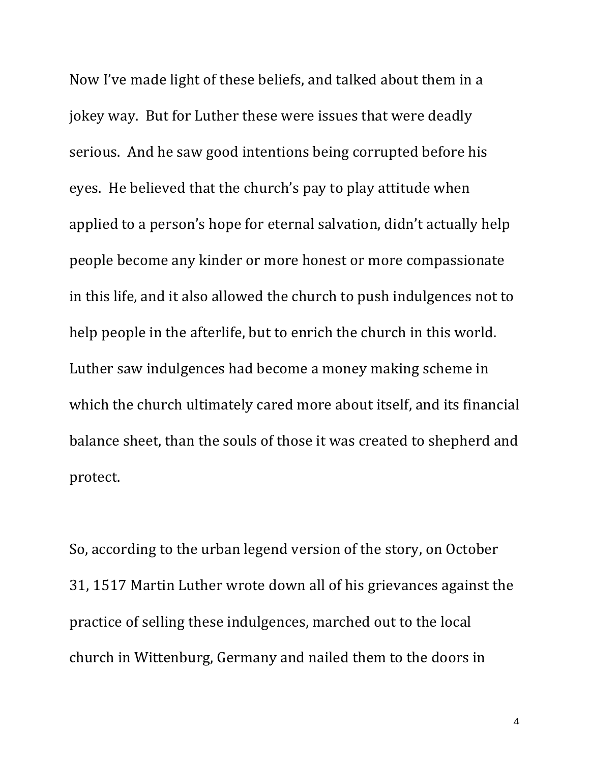Now I've made light of these beliefs, and talked about them in a jokey way. But for Luther these were issues that were deadly serious. And he saw good intentions being corrupted before his eyes. He believed that the church's pay to play attitude when applied to a person's hope for eternal salvation, didn't actually help people become any kinder or more honest or more compassionate in this life, and it also allowed the church to push indulgences not to help people in the afterlife, but to enrich the church in this world. Luther saw indulgences had become a money making scheme in which the church ultimately cared more about itself, and its financial balance sheet, than the souls of those it was created to shepherd and protect.

So, according to the urban legend version of the story, on October 31, 1517 Martin Luther wrote down all of his grievances against the practice of selling these indulgences, marched out to the local church in Wittenburg, Germany and nailed them to the doors in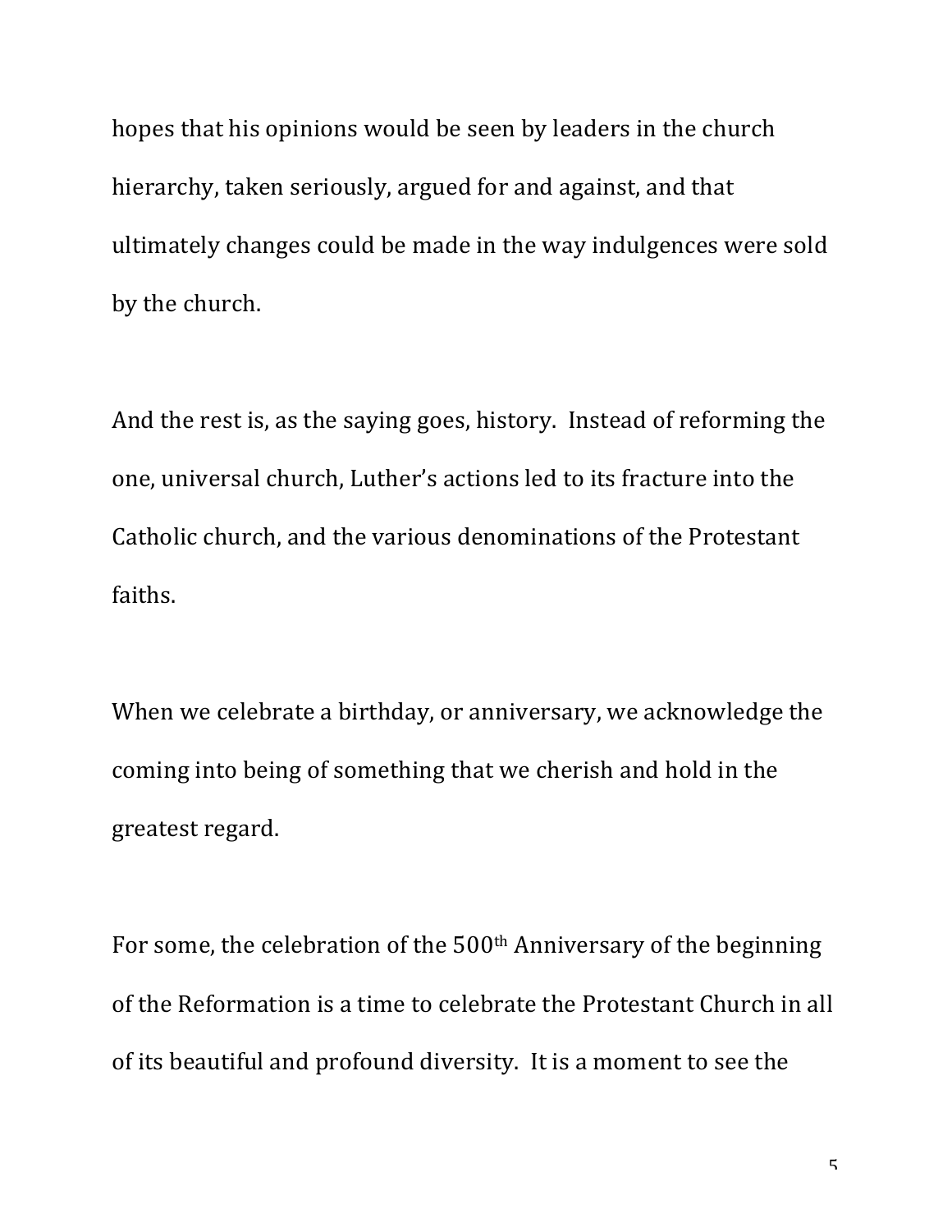hopes that his opinions would be seen by leaders in the church hierarchy, taken seriously, argued for and against, and that ultimately changes could be made in the way indulgences were sold by the church.

And the rest is, as the saying goes, history. Instead of reforming the one, universal church, Luther's actions led to its fracture into the Catholic church, and the various denominations of the Protestant faiths.

When we celebrate a birthday, or anniversary, we acknowledge the coming into being of something that we cherish and hold in the greatest regard.

For some, the celebration of the 500th Anniversary of the beginning of the Reformation is a time to celebrate the Protestant Church in all of its beautiful and profound diversity. It is a moment to see the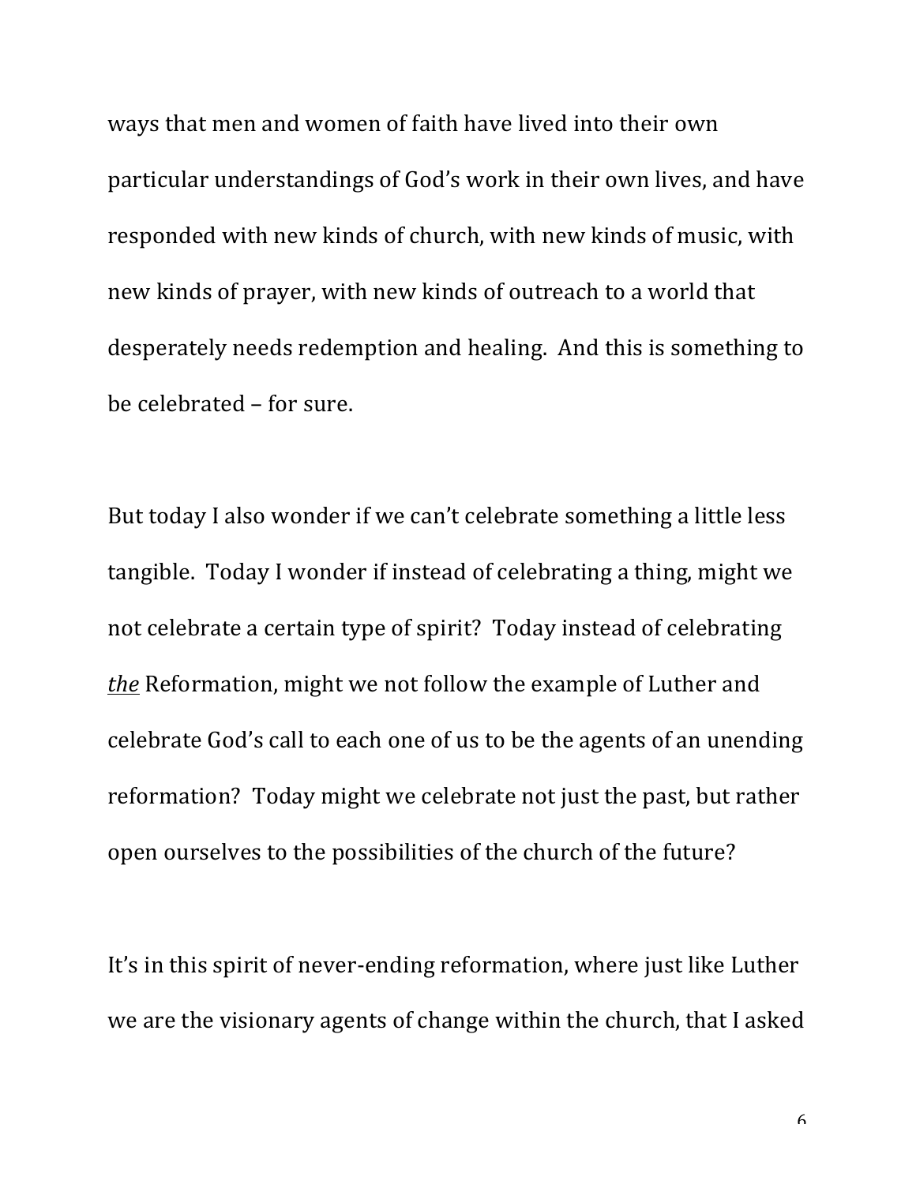ways that men and women of faith have lived into their own particular understandings of God's work in their own lives, and have responded with new kinds of church, with new kinds of music, with new kinds of prayer, with new kinds of outreach to a world that desperately needs redemption and healing.  And this is something to be celebrated – for sure.

But today I also wonder if we can't celebrate something a little less tangible.  Today I wonder if instead of celebrating a thing, might we not celebrate a certain type of spirit?  Today instead of celebrating <u>*the*</u> Reformation, might we not follow the example of Luther and celebrate God's call to each one of us to be the agents of an unending reformation?  Today might we celebrate not just the past, but rather open ourselves to the possibilities of the church of the future?

It's in this spirit of never-ending reformation, where just like Luther we are the visionary agents of change within the church, that I asked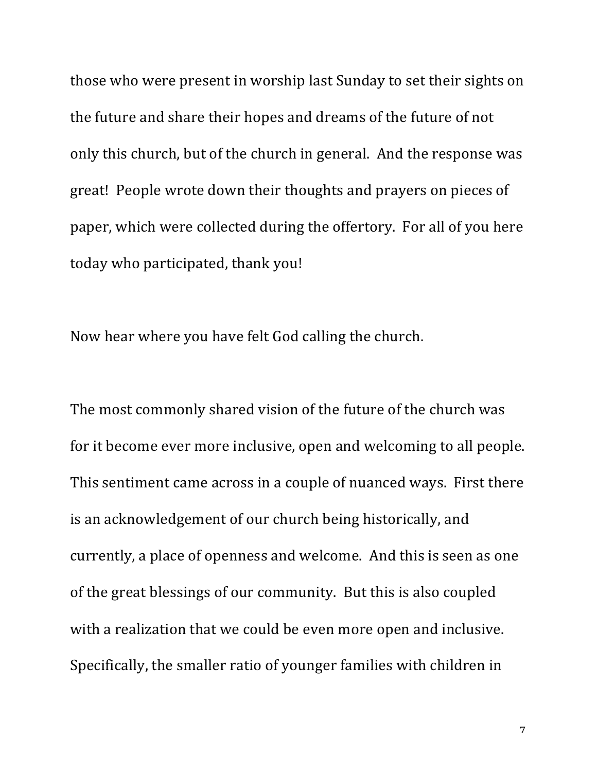those who were present in worship last Sunday to set their sights on the future and share their hopes and dreams of the future of not only this church, but of the church in general. And the response was great! People wrote down their thoughts and prayers on pieces of paper, which were collected during the offertory. For all of you here today who participated, thank you!

Now hear where you have felt God calling the church.

The most commonly shared vision of the future of the church was for it become ever more inclusive, open and welcoming to all people. This sentiment came across in a couple of nuanced ways. First there is an acknowledgement of our church being historically, and currently, a place of openness and welcome. And this is seen as one of the great blessings of our community. But this is also coupled with a realization that we could be even more open and inclusive. Specifically, the smaller ratio of younger families with children in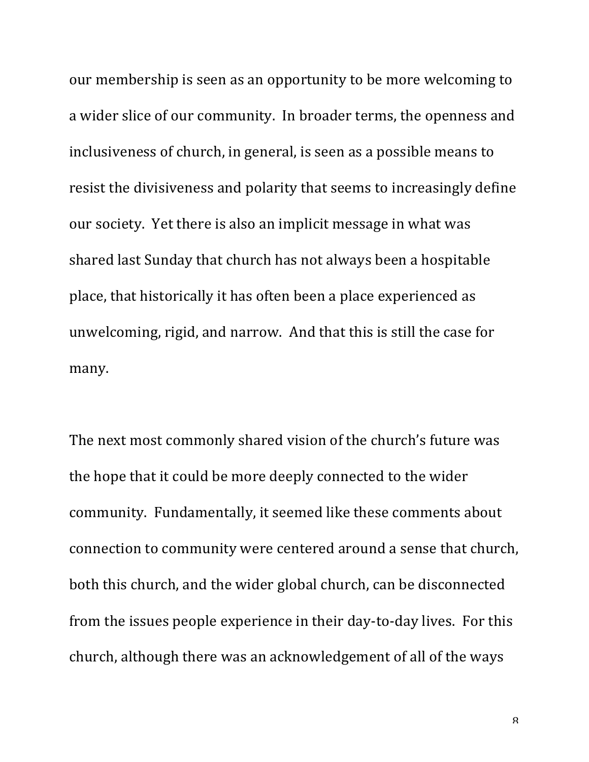our membership is seen as an opportunity to be more welcoming to a wider slice of our community. In broader terms, the openness and inclusiveness of church, in general, is seen as a possible means to resist the divisiveness and polarity that seems to increasingly define our society. Yet there is also an implicit message in what was shared last Sunday that church has not always been a hospitable place, that historically it has often been a place experienced as unwelcoming, rigid, and narrow. And that this is still the case for many.

The next most commonly shared vision of the church's future was the hope that it could be more deeply connected to the wider community. Fundamentally, it seemed like these comments about connection to community were centered around a sense that church, both this church, and the wider global church, can be disconnected from the issues people experience in their day-to-day lives. For this church, although there was an acknowledgement of all of the ways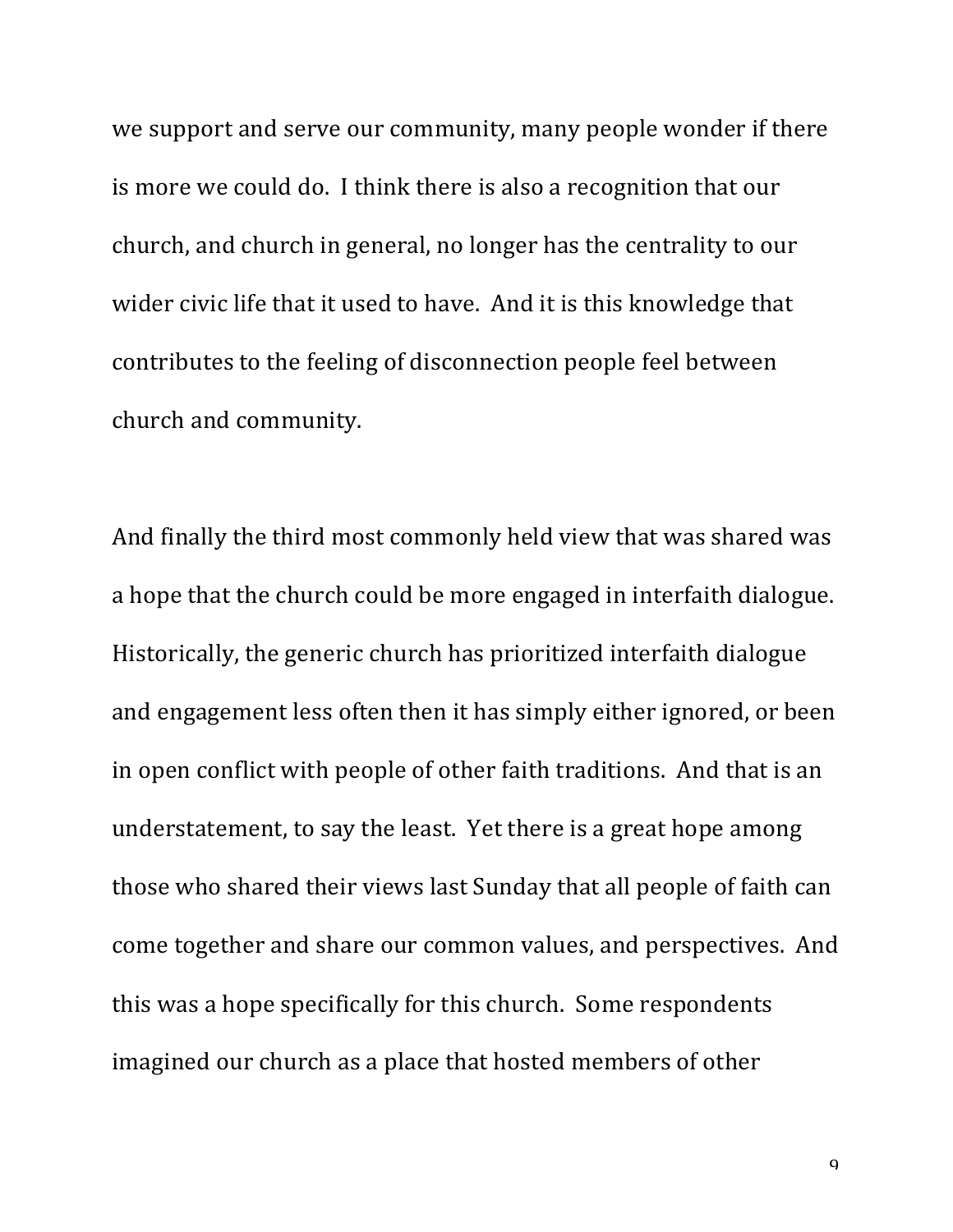we support and serve our community, many people wonder if there is more we could do. I think there is also a recognition that our church, and church in general, no longer has the centrality to our wider civic life that it used to have. And it is this knowledge that contributes to the feeling of disconnection people feel between church and community.

And finally the third most commonly held view that was shared was a hope that the church could be more engaged in interfaith dialogue. Historically, the generic church has prioritized interfaith dialogue and engagement less often then it has simply either ignored, or been in open conflict with people of other faith traditions. And that is an understatement, to say the least. Yet there is a great hope among those who shared their views last Sunday that all people of faith can come together and share our common values, and perspectives. And this was a hope specifically for this church. Some respondents imagined our church as a place that hosted members of other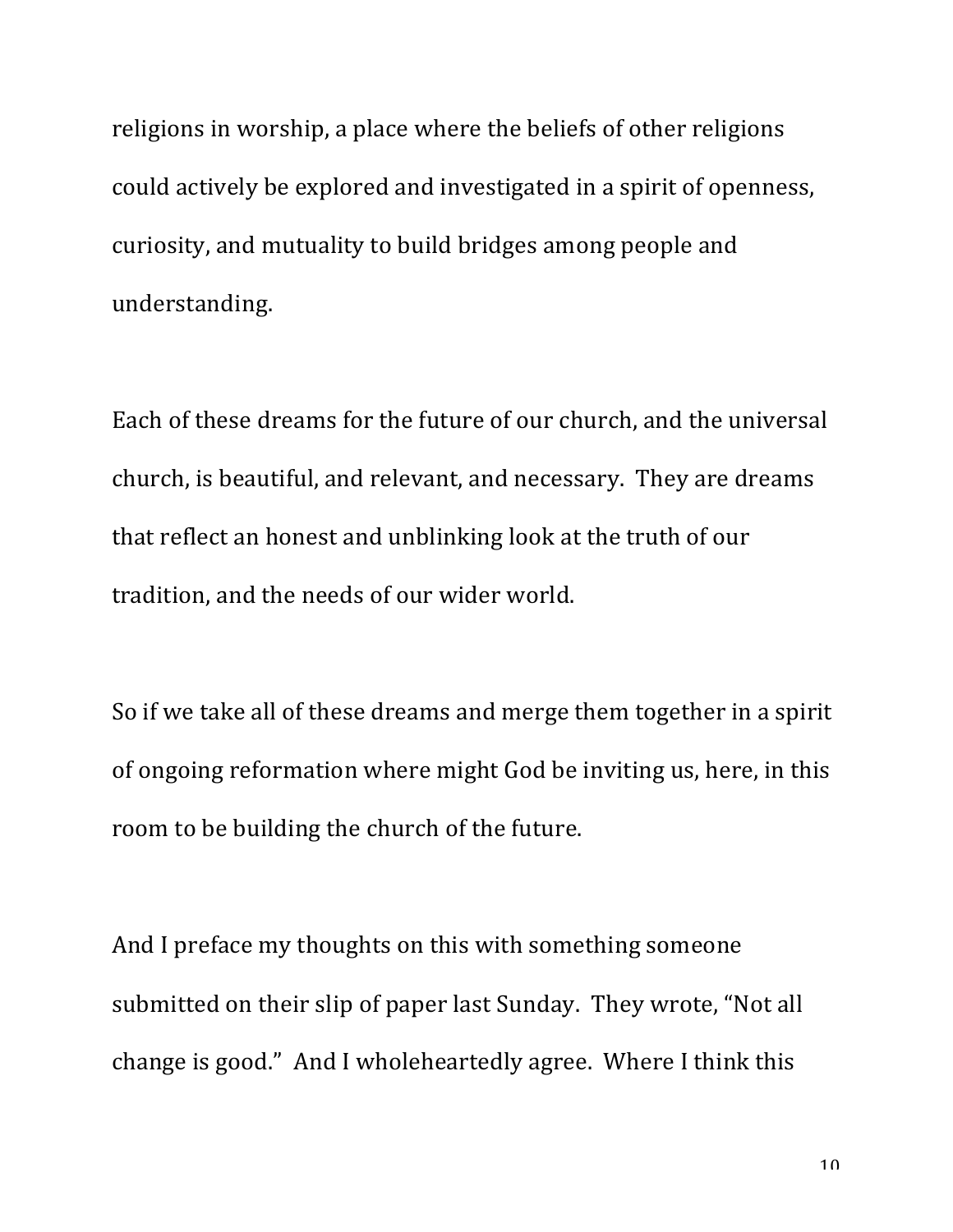religions in worship, a place where the beliefs of other religions could actively be explored and investigated in a spirit of openness, curiosity, and mutuality to build bridges among people and understanding.

Each of these dreams for the future of our church, and the universal church, is beautiful, and relevant, and necessary. They are dreams that reflect an honest and unblinking look at the truth of our tradition, and the needs of our wider world.

So if we take all of these dreams and merge them together in a spirit of ongoing reformation where might God be inviting us, here, in this room to be building the church of the future.

And I preface my thoughts on this with something someone submitted on their slip of paper last Sunday. They wrote, "Not all change is good." And I wholeheartedly agree. Where I think this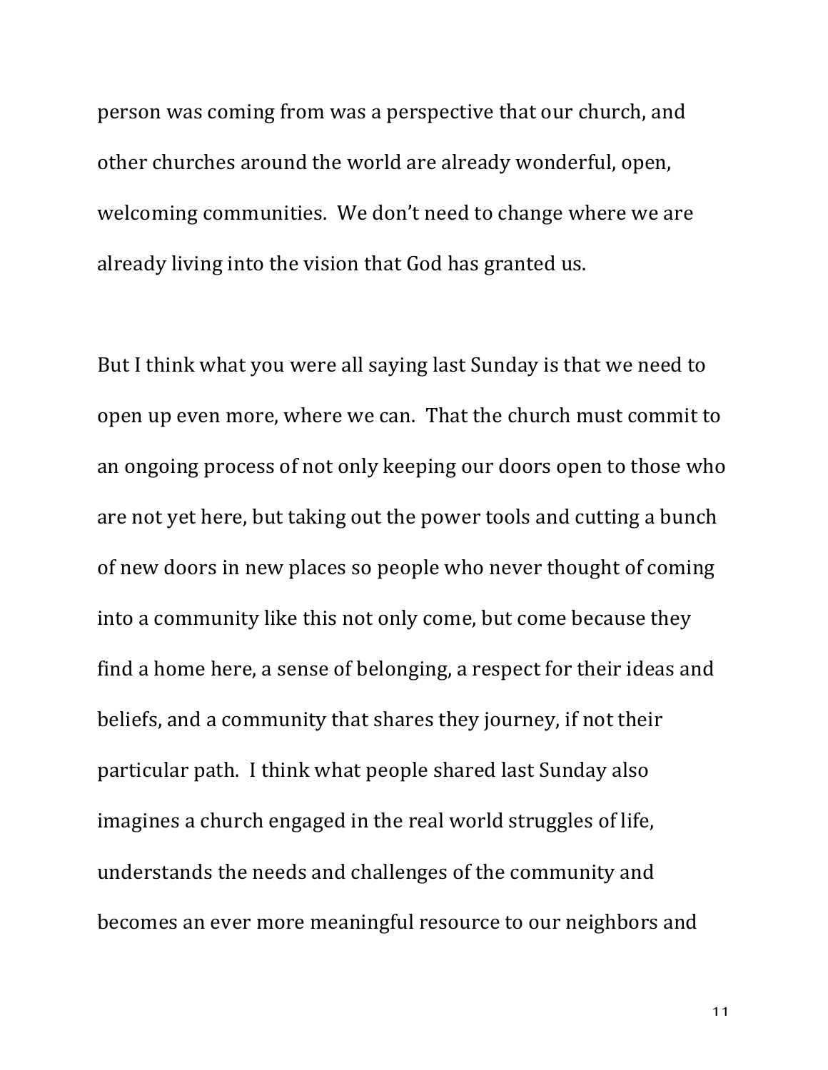person was coming from was a perspective that our church, and other churches around the world are already wonderful, open, welcoming communities. We don't need to change where we are already living into the vision that God has granted us.

But I think what you were all saying last Sunday is that we need to open up even more, where we can. That the church must commit to an ongoing process of not only keeping our doors open to those who are not yet here, but taking out the power tools and cutting a bunch of new doors in new places so people who never thought of coming into a community like this not only come, but come because they find a home here, a sense of belonging, a respect for their ideas and beliefs, and a community that shares they journey, if not their particular path. I think what people shared last Sunday also imagines a church engaged in the real world struggles of life, understands the needs and challenges of the community and becomes an ever more meaningful resource to our neighbors and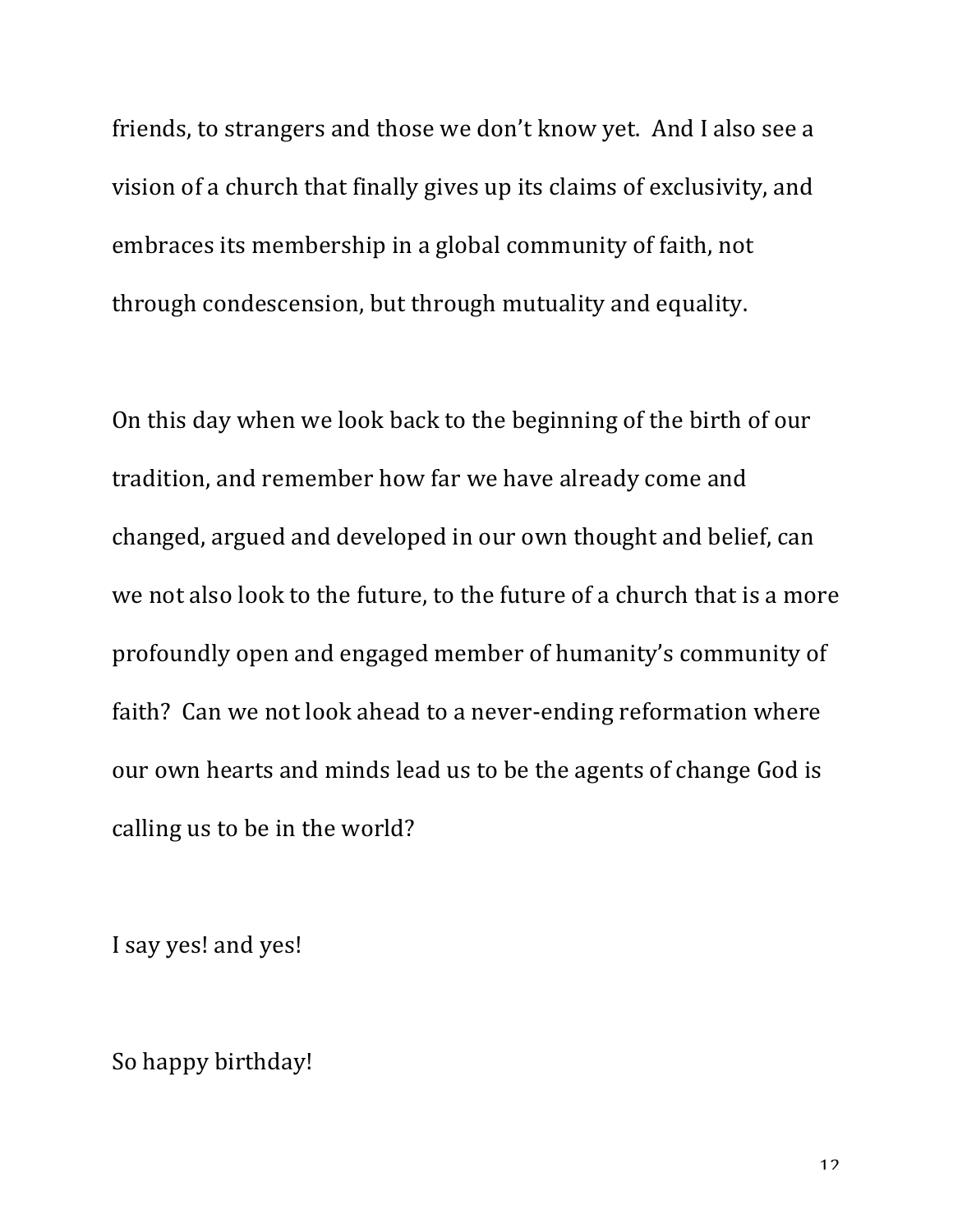friends, to strangers and those we don't know yet. And I also see a vision of a church that finally gives up its claims of exclusivity, and embraces its membership in a global community of faith, not through condescension, but through mutuality and equality.

On this day when we look back to the beginning of the birth of our tradition, and remember how far we have already come and changed, argued and developed in our own thought and belief, can we not also look to the future, to the future of a church that is a more profoundly open and engaged member of humanity's community of faith? Can we not look ahead to a never-ending reformation where our own hearts and minds lead us to be the agents of change God is calling us to be in the world?

I say yes! and yes!

So happy birthday!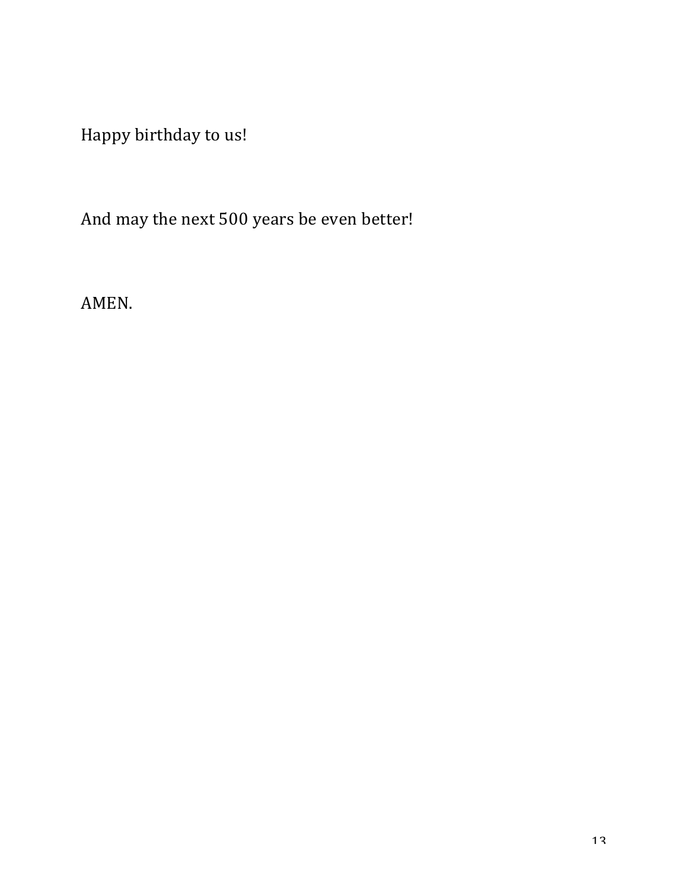Happy birthday to us!

And may the next 500 years be even better!

AMEN.